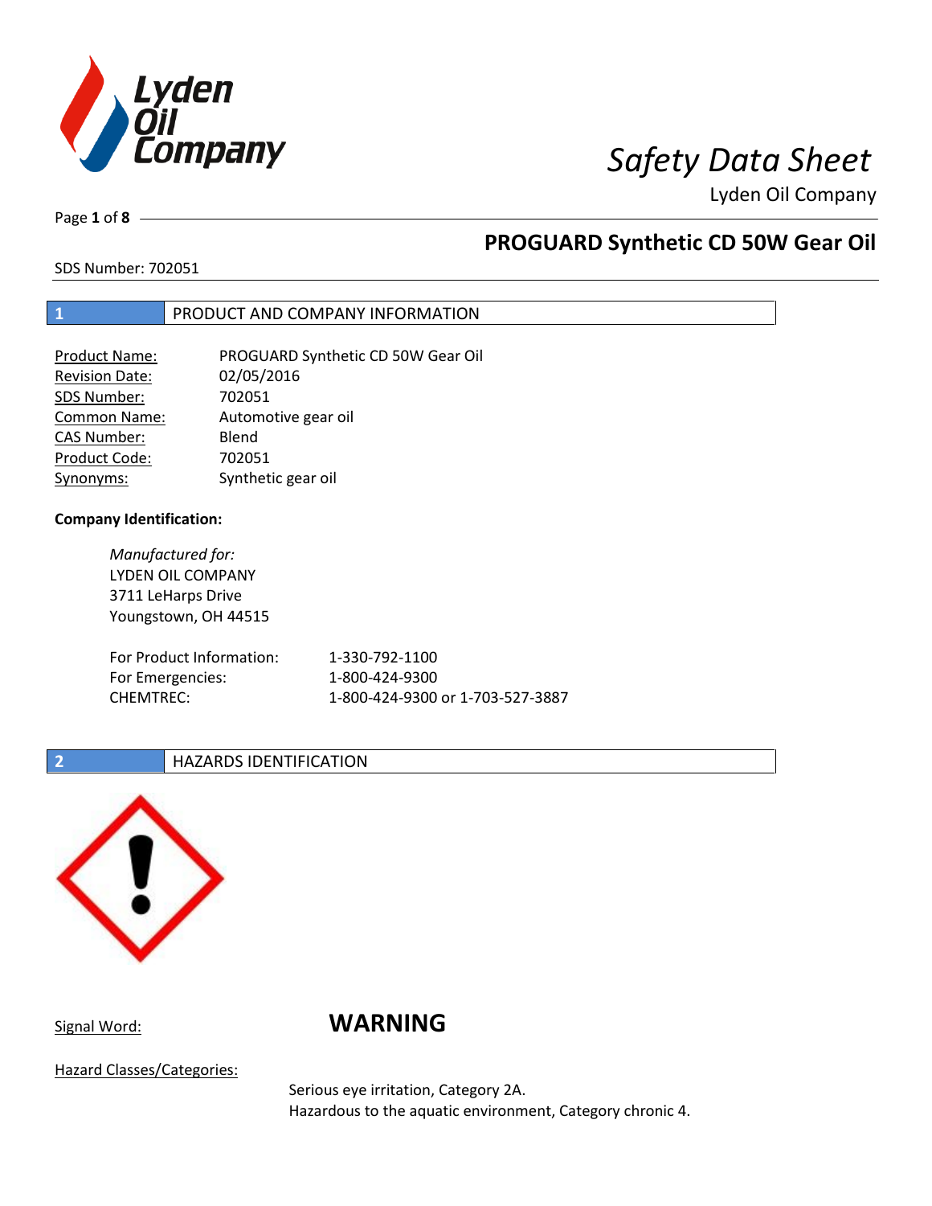# Safety Data Sheet

Lyden Oil Company

## PROGUARD Synthetic CD 50W Gear Oil

SDS Number: 702051

## 1 PRODUCT AND COMPANY INFORMATION

| | |
|---|---|
| Product Name: | PROGUARD Synthetic CD 50W Gear Oil |
| Revision Date: | 02/05/2016 |
| SDS Number: | 702051 |
| Common Name: | Automotive gear oil |
| CAS Number: | Blend |
| Product Code: | 702051 |
| Synonyms: | Synthetic gear oil |

**Company Identification:**

*Manufactured for:*
LYDEN OIL COMPANY
3711 LeHarps Drive
Youngstown, OH 44515

| | |
|---|---|
| For Product Information: | 1-330-792-1100 |
| For Emergencies: | 1-800-424-9300 |
| CHEMTREC: | 1-800-424-9300 or 1-703-527-3887 |

## 2 HAZARDS IDENTIFICATION

Signal Word: **WARNING**

Hazard Classes/Categories:

Serious eye irritation, Category 2A.
Hazardous to the aquatic environment, Category chronic 4.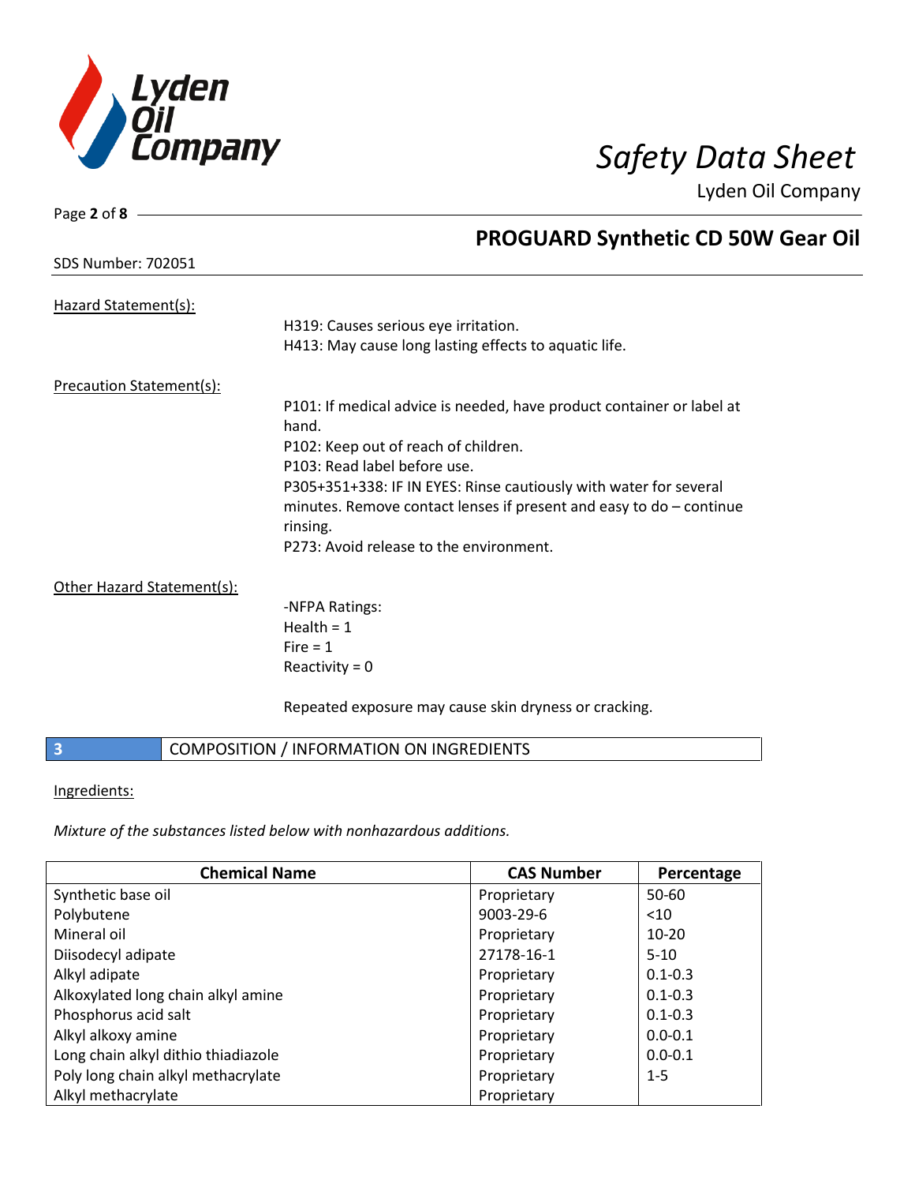Hazard Statement(s):

H319: Causes serious eye irritation.
H413: May cause long lasting effects to aquatic life.

Precaution Statement(s):

P101: If medical advice is needed, have product container or label at hand.
P102: Keep out of reach of children.
P103: Read label before use.
P305+351+338: IF IN EYES: Rinse cautiously with water for several minutes. Remove contact lenses if present and easy to do – continue rinsing.
P273: Avoid release to the environment.

Other Hazard Statement(s):

-NFPA Ratings:
Health = 1
Fire = 1
Reactivity = 0

Repeated exposure may cause skin dryness or cracking.

## 3 COMPOSITION / INFORMATION ON INGREDIENTS

Ingredients:

*Mixture of the substances listed below with nonhazardous additions.*

| Chemical Name | CAS Number | Percentage |
|---|---|---|
| Synthetic base oil | Proprietary | 50-60 |
| Polybutene | 9003-29-6 | <10 |
| Mineral oil | Proprietary | 10-20 |
| Diisodecyl adipate | 27178-16-1 | 5-10 |
| Alkyl adipate | Proprietary | 0.1-0.3 |
| Alkoxylated long chain alkyl amine | Proprietary | 0.1-0.3 |
| Phosphorus acid salt | Proprietary | 0.1-0.3 |
| Alkyl alkoxy amine | Proprietary | 0.0-0.1 |
| Long chain alkyl dithio thiadiazole | Proprietary | 0.0-0.1 |
| Poly long chain alkyl methacrylate | Proprietary | 1-5 |
| Alkyl methacrylate | Proprietary | |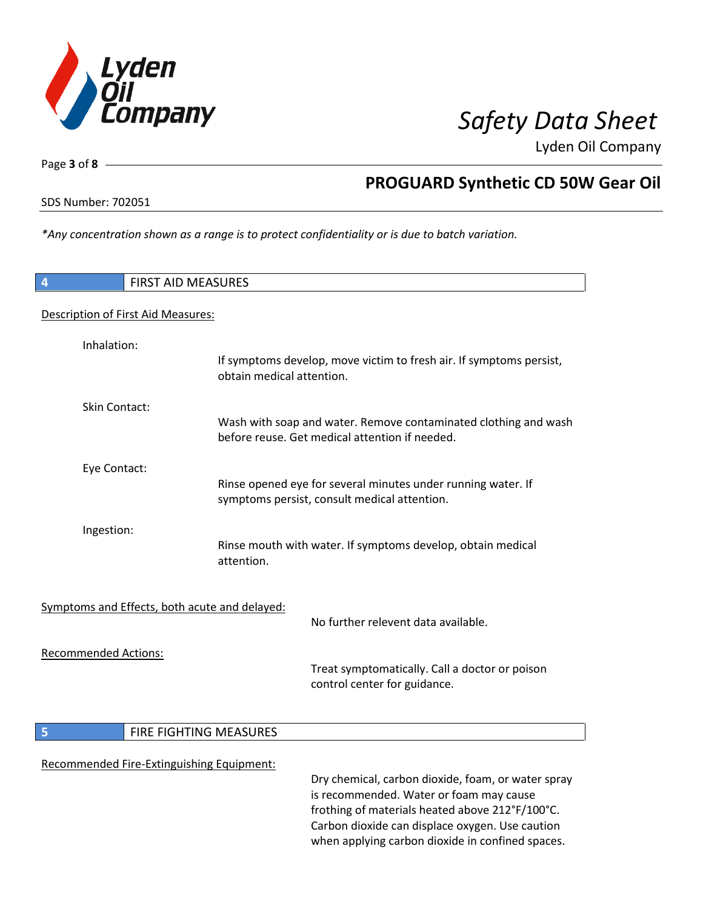*Any concentration shown as a range is to protect confidentiality or is due to batch variation.*

## 4 FIRST AID MEASURES

Description of First Aid Measures:

**Inhalation:**
If symptoms develop, move victim to fresh air. If symptoms persist, obtain medical attention.

**Skin Contact:**
Wash with soap and water. Remove contaminated clothing and wash before reuse. Get medical attention if needed.

**Eye Contact:**
Rinse opened eye for several minutes under running water. If symptoms persist, consult medical attention.

**Ingestion:**
Rinse mouth with water. If symptoms develop, obtain medical attention.

Symptoms and Effects, both acute and delayed:
No further relevent data available.

Recommended Actions:
Treat symptomatically. Call a doctor or poison control center for guidance.

## 5 FIRE FIGHTING MEASURES

Recommended Fire-Extinguishing Equipment:
Dry chemical, carbon dioxide, foam, or water spray is recommended. Water or foam may cause frothing of materials heated above 212°F/100°C. Carbon dioxide can displace oxygen. Use caution when applying carbon dioxide in confined spaces.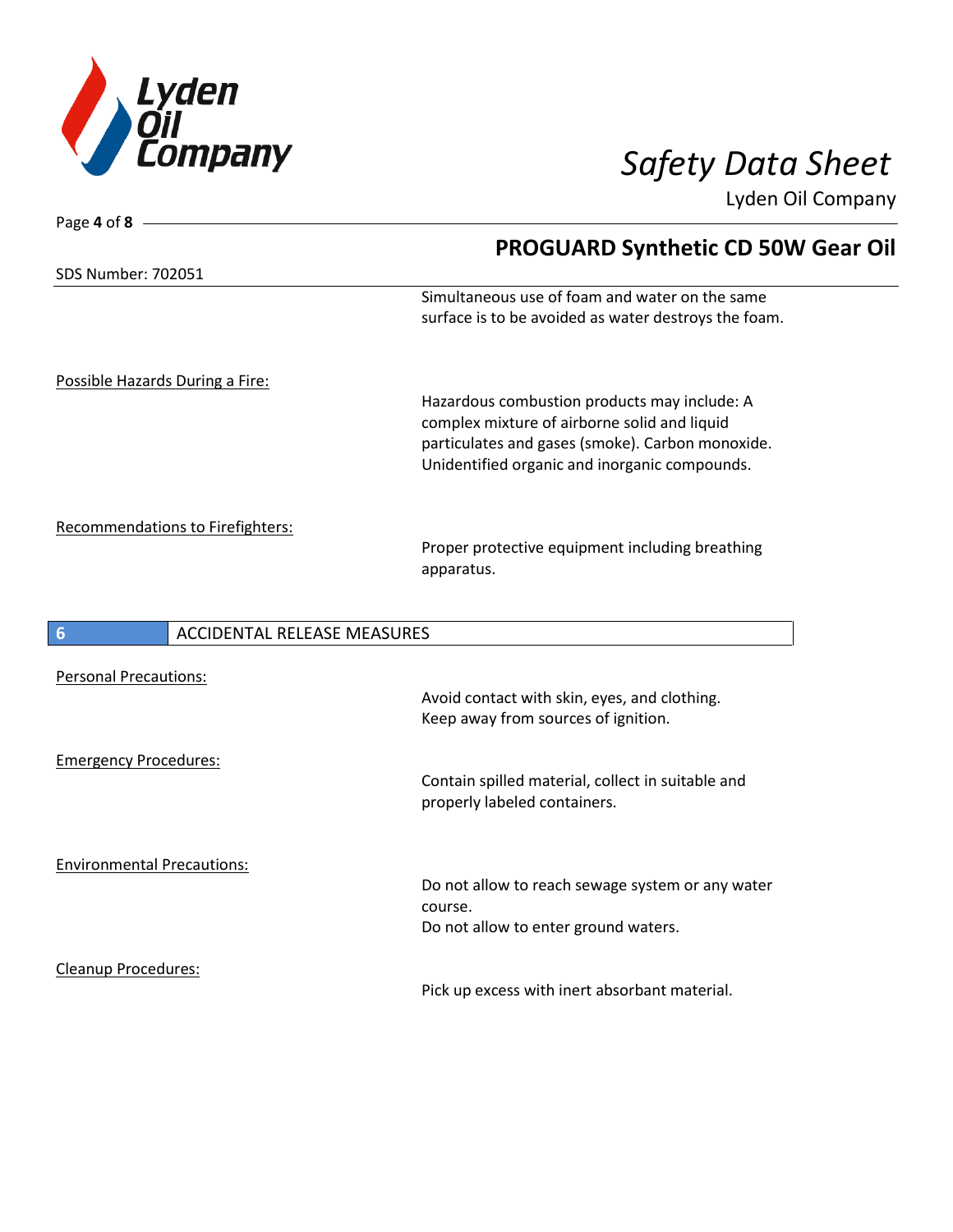Simultaneous use of foam and water on the same surface is to be avoided as water destroys the foam.

Possible Hazards During a Fire:

Hazardous combustion products may include: A complex mixture of airborne solid and liquid particulates and gases (smoke). Carbon monoxide. Unidentified organic and inorganic compounds.

Recommendations to Firefighters:

Proper protective equipment including breathing apparatus.

## 6 ACCIDENTAL RELEASE MEASURES

Personal Precautions:

Avoid contact with skin, eyes, and clothing.
Keep away from sources of ignition.

Emergency Procedures:

Contain spilled material, collect in suitable and properly labeled containers.

Environmental Precautions:

Do not allow to reach sewage system or any water course.
Do not allow to enter ground waters.

Cleanup Procedures:

Pick up excess with inert absorbant material.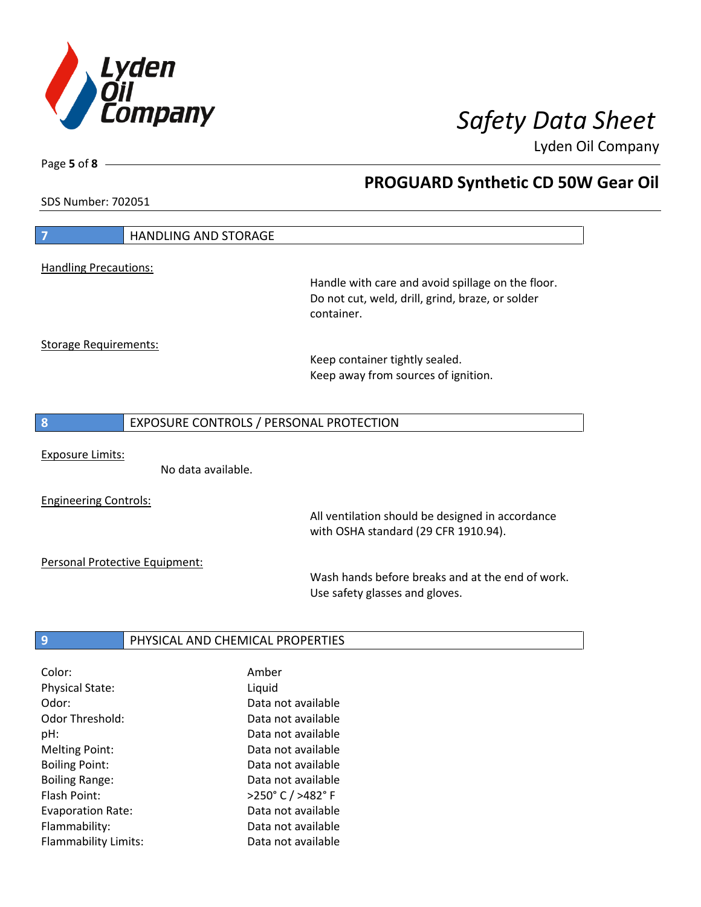## 7 HANDLING AND STORAGE

Handling Precautions:

Handle with care and avoid spillage on the floor.
Do not cut, weld, drill, grind, braze, or solder container.

Storage Requirements:

Keep container tightly sealed.
Keep away from sources of ignition.

## 8 EXPOSURE CONTROLS / PERSONAL PROTECTION

Exposure Limits:

No data available.

Engineering Controls:

All ventilation should be designed in accordance with OSHA standard (29 CFR 1910.94).

Personal Protective Equipment:

Wash hands before breaks and at the end of work.
Use safety glasses and gloves.

## 9 PHYSICAL AND CHEMICAL PROPERTIES

| | |
|---|---|
| Color: | Amber |
| Physical State: | Liquid |
| Odor: | Data not available |
| Odor Threshold: | Data not available |
| pH: | Data not available |
| Melting Point: | Data not available |
| Boiling Point: | Data not available |
| Boiling Range: | Data not available |
| Flash Point: | >250° C / >482° F |
| Evaporation Rate: | Data not available |
| Flammability: | Data not available |
| Flammability Limits: | Data not available |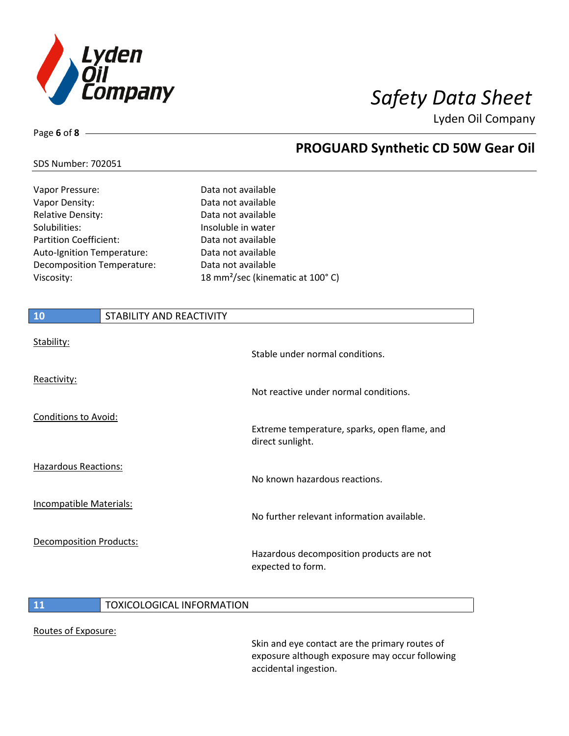| | |
|---|---|
| Vapor Pressure: | Data not available |
| Vapor Density: | Data not available |
| Relative Density: | Data not available |
| Solubilities: | Insoluble in water |
| Partition Coefficient: | Data not available |
| Auto-Ignition Temperature: | Data not available |
| Decomposition Temperature: | Data not available |
| Viscosity: | 18 $mm^2$/sec (kinematic at 100° C) |

## 10 STABILITY AND REACTIVITY

**Stability:**
Stable under normal conditions.

**Reactivity:**
Not reactive under normal conditions.

**Conditions to Avoid:**
Extreme temperature, sparks, open flame, and direct sunlight.

**Hazardous Reactions:**
No known hazardous reactions.

**Incompatible Materials:**
No further relevant information available.

**Decomposition Products:**
Hazardous decomposition products are not expected to form.

## 11 TOXICOLOGICAL INFORMATION

**Routes of Exposure:**
Skin and eye contact are the primary routes of exposure although exposure may occur following accidental ingestion.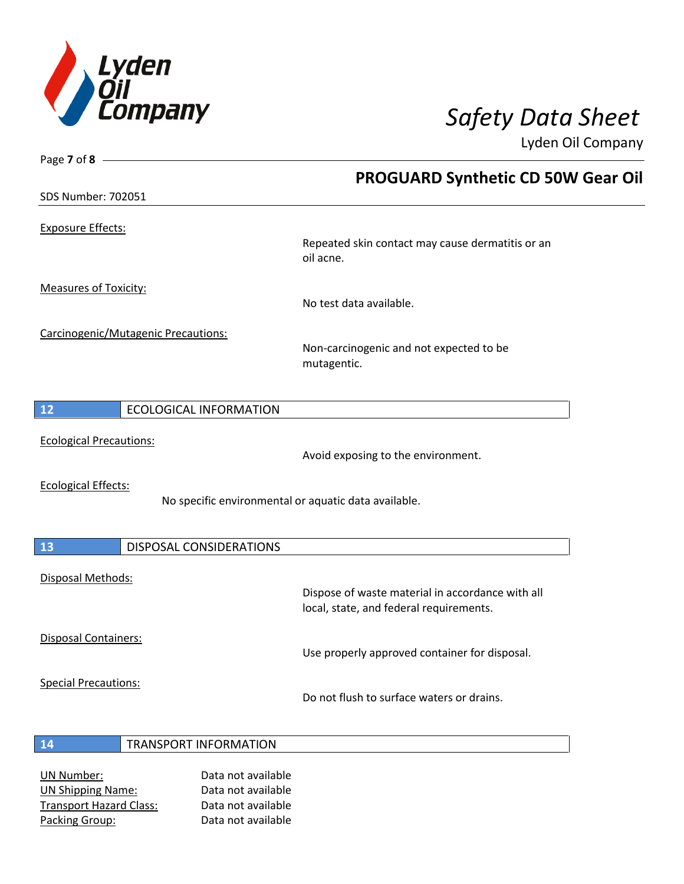Exposure Effects:

Repeated skin contact may cause dermatitis or an oil acne.

Measures of Toxicity:

No test data available.

Carcinogenic/Mutagenic Precautions:

Non-carcinogenic and not expected to be mutagentic.

## 12 ECOLOGICAL INFORMATION

Ecological Precautions:

Avoid exposing to the environment.

Ecological Effects:

No specific environmental or aquatic data available.

## 13 DISPOSAL CONSIDERATIONS

Disposal Methods:

Dispose of waste material in accordance with all local, state, and federal requirements.

Disposal Containers:

Use properly approved container for disposal.

Special Precautions:

Do not flush to surface waters or drains.

## 14 TRANSPORT INFORMATION

UN Number: Data not available
UN Shipping Name: Data not available
Transport Hazard Class: Data not available
Packing Group: Data not available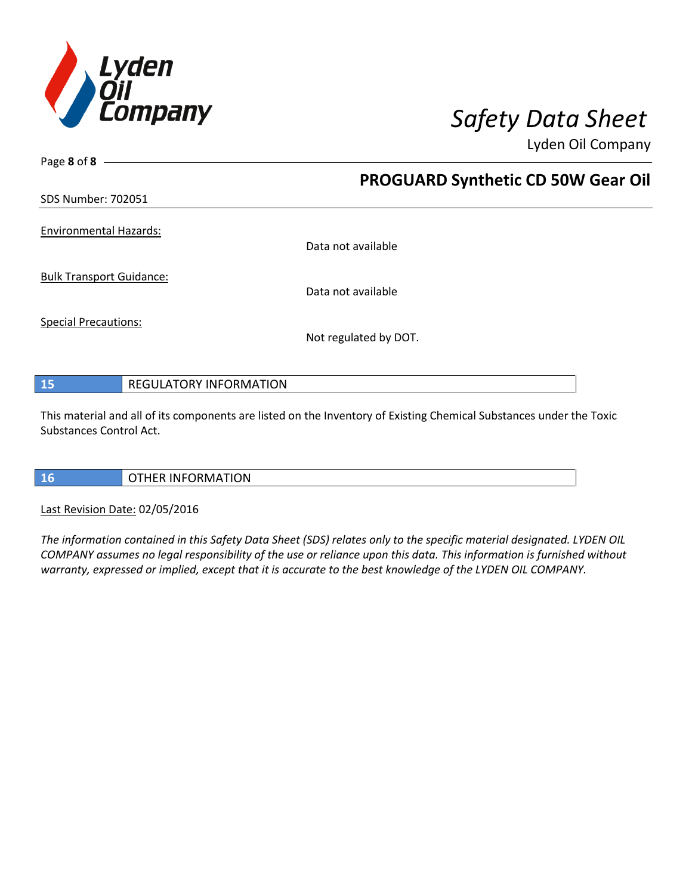Environmental Hazards:

Data not available

Bulk Transport Guidance:

Data not available

Special Precautions:

Not regulated by DOT.

## 15 REGULATORY INFORMATION

This material and all of its components are listed on the Inventory of Existing Chemical Substances under the Toxic Substances Control Act.

## 16 OTHER INFORMATION

Last Revision Date: 02/05/2016

*The information contained in this Safety Data Sheet (SDS) relates only to the specific material designated. LYDEN OIL COMPANY assumes no legal responsibility of the use or reliance upon this data. This information is furnished without warranty, expressed or implied, except that it is accurate to the best knowledge of the LYDEN OIL COMPANY.*